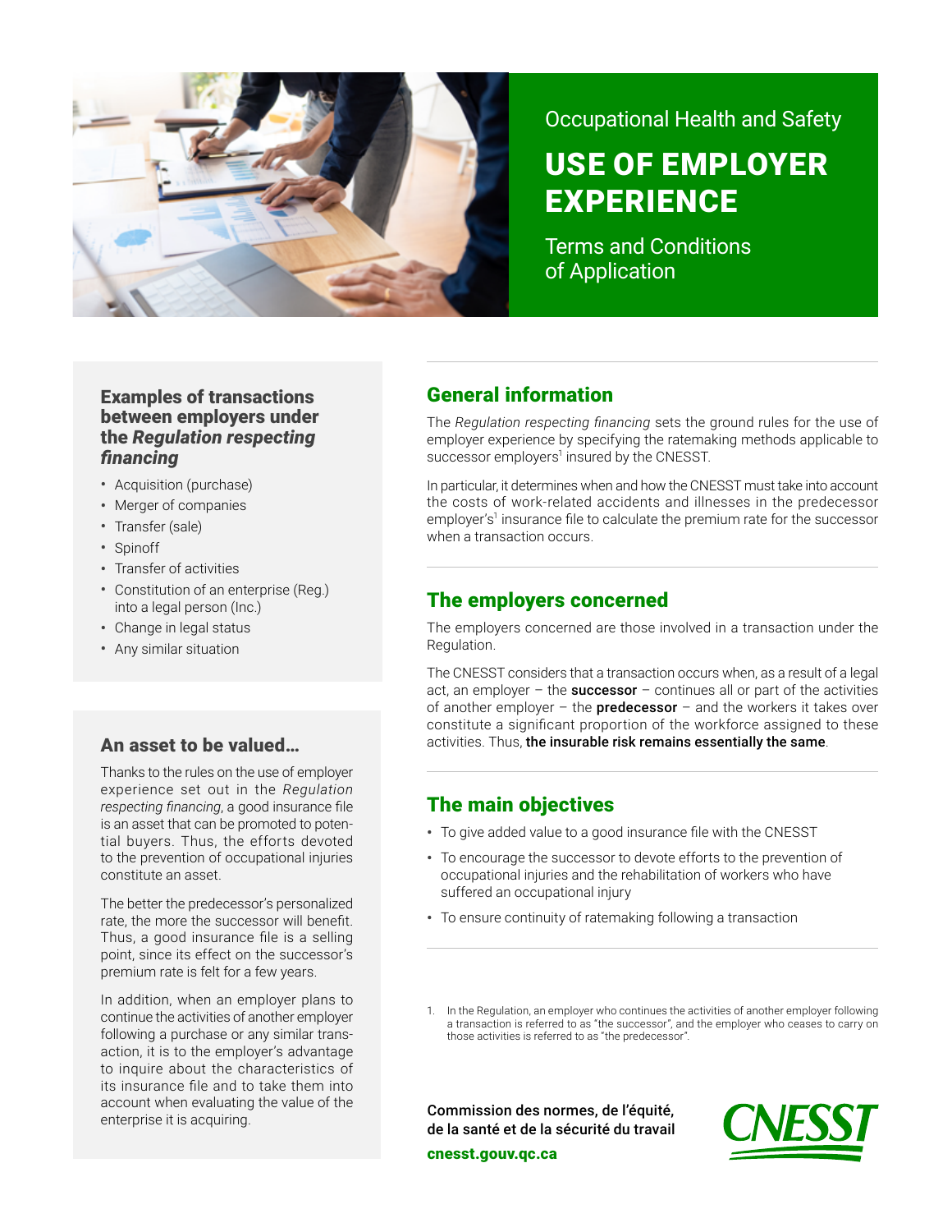Occupational Health and Safety

# USE OF EMPLOYER EXPERIENCE

Terms and Conditions of Application

## General information

The *Regulation respecting financing* sets the ground rules for the use of employer experience by specifying the ratemaking methods applicable to successor employers[1] insured by the CNESST.

In particular, it determines when and how the CNESST must take into account the costs of work-related accidents and illnesses in the predecessor employer's[1] insurance file to calculate the premium rate for the successor when a transaction occurs.

## The employers concerned

The employers concerned are those involved in a transaction under the Regulation.

The CNESST considers that a transaction occurs when, as a result of a legal act, an employer – the **successor** – continues all or part of the activities of another employer – the **predecessor** – and the workers it takes over constitute a significant proportion of the workforce assigned to these activities. Thus, **the insurable risk remains essentially the same**.

## The main objectives

- To give added value to a good insurance file with the CNESST
- To encourage the successor to devote efforts to the prevention of occupational injuries and the rehabilitation of workers who have suffered an occupational injury
- To ensure continuity of ratemaking following a transaction

### Examples of transactions between employers under the *Regulation respecting financing*

- Acquisition (purchase)
- Merger of companies
- Transfer (sale)
- Spinoff
- Transfer of activities
- Constitution of an enterprise (Reg.) into a legal person (Inc.)
- Change in legal status
- Any similar situation

### An asset to be valued…

Thanks to the rules on the use of employer experience set out in the *Regulation respecting financing*, a good insurance file is an asset that can be promoted to potential buyers. Thus, the efforts devoted to the prevention of occupational injuries constitute an asset.

The better the predecessor's personalized rate, the more the successor will benefit. Thus, a good insurance file is a selling point, since its effect on the successor's premium rate is felt for a few years.

In addition, when an employer plans to continue the activities of another employer following a purchase or any similar transaction, it is to the employer's advantage to inquire about the characteristics of its insurance file and to take them into account when evaluating the value of the enterprise it is acquiring.

1. In the Regulation, an employer who continues the activities of another employer following a transaction is referred to as "the successor", and the employer who ceases to carry on those activities is referred to as "the predecessor".

Commission des normes, de l'équité, de la santé et de la sécurité du travail

cnesst.gouv.qc.ca

CNESST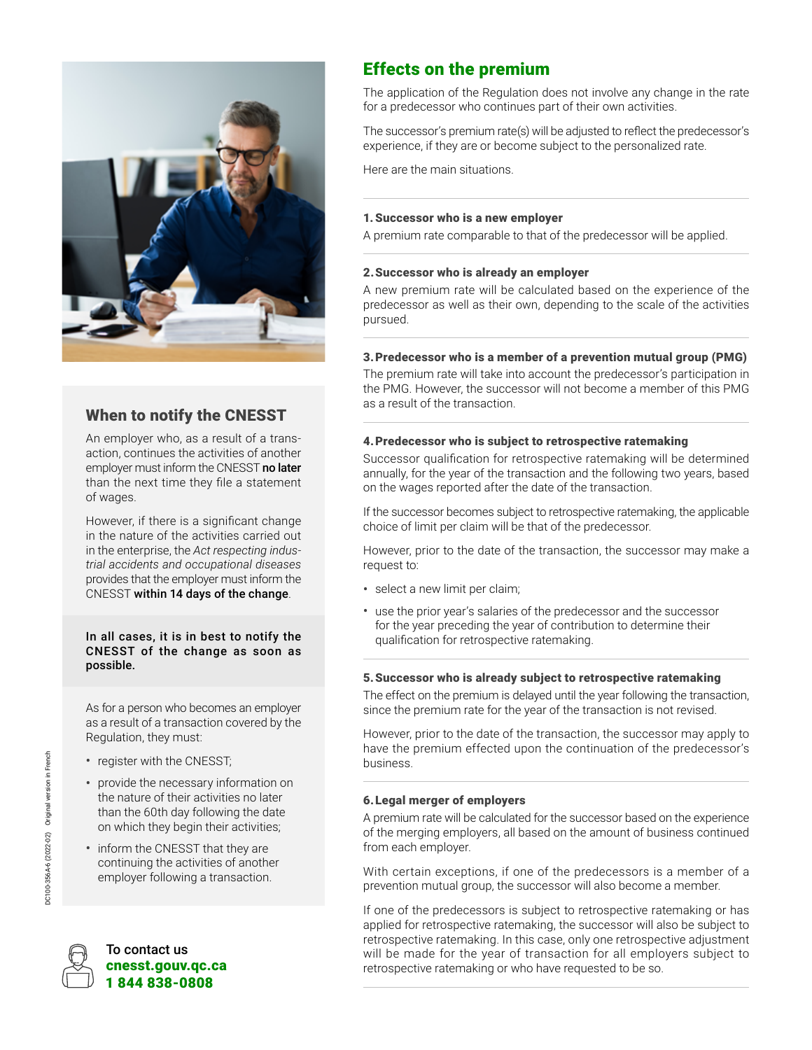## When to notify the CNESST

An employer who, as a result of a transaction, continues the activities of another employer must inform the CNESST **no later** than the next time they file a statement of wages.

However, if there is a significant change in the nature of the activities carried out in the enterprise, the *Act respecting industrial accidents and occupational diseases* provides that the employer must inform the CNESST **within 14 days of the change**.

**In all cases, it is in best to notify the CNESST of the change as soon as possible.**

As for a person who becomes an employer as a result of a transaction covered by the Regulation, they must:

- register with the CNESST;
- provide the necessary information on the nature of their activities no later than the 60th day following the date on which they begin their activities;
- inform the CNESST that they are continuing the activities of another employer following a transaction.

To contact us
**cnesst.gouv.qc.ca**
**1 844 838-0808**

## Effects on the premium

The application of the Regulation does not involve any change in the rate for a predecessor who continues part of their own activities.

The successor's premium rate(s) will be adjusted to reflect the predecessor's experience, if they are or become subject to the personalized rate.

Here are the main situations.

### 1. Successor who is a new employer

A premium rate comparable to that of the predecessor will be applied.

### 2. Successor who is already an employer

A new premium rate will be calculated based on the experience of the predecessor as well as their own, depending to the scale of the activities pursued.

### 3. Predecessor who is a member of a prevention mutual group (PMG)

The premium rate will take into account the predecessor's participation in the PMG. However, the successor will not become a member of this PMG as a result of the transaction.

### 4. Predecessor who is subject to retrospective ratemaking

Successor qualification for retrospective ratemaking will be determined annually, for the year of the transaction and the following two years, based on the wages reported after the date of the transaction.

If the successor becomes subject to retrospective ratemaking, the applicable choice of limit per claim will be that of the predecessor.

However, prior to the date of the transaction, the successor may make a request to:

- select a new limit per claim;
- use the prior year's salaries of the predecessor and the successor for the year preceding the year of contribution to determine their qualification for retrospective ratemaking.

### 5. Successor who is already subject to retrospective ratemaking

The effect on the premium is delayed until the year following the transaction, since the premium rate for the year of the transaction is not revised.

However, prior to the date of the transaction, the successor may apply to have the premium effected upon the continuation of the predecessor's business.

### 6. Legal merger of employers

A premium rate will be calculated for the successor based on the experience of the merging employers, all based on the amount of business continued from each employer.

With certain exceptions, if one of the predecessors is a member of a prevention mutual group, the successor will also become a member.

If one of the predecessors is subject to retrospective ratemaking or has applied for retrospective ratemaking, the successor will also be subject to retrospective ratemaking. In this case, only one retrospective adjustment will be made for the year of transaction for all employers subject to retrospective ratemaking or who have requested to be so.

DC100-356A-6 (2022-02) Original version in French